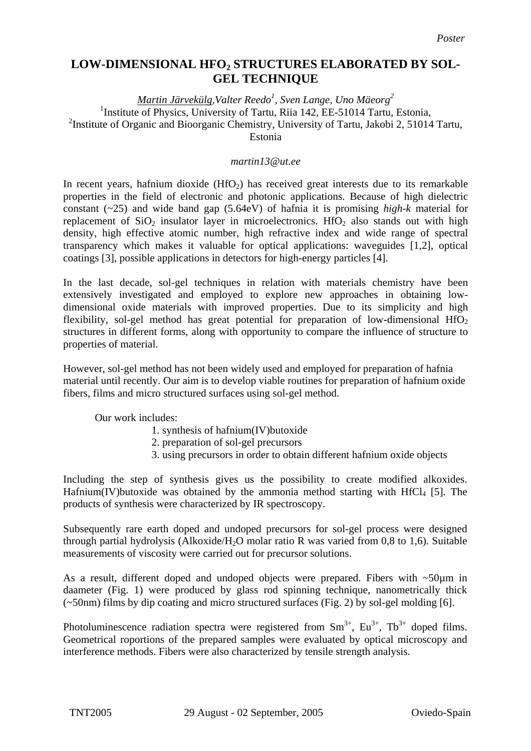*Poster*

# LOW-DIMENSIONAL $HFO_2$ STRUCTURES ELABORATED BY SOL-GEL TECHNIQUE

*Martin Järvekülg,Valter Reedo[1], Sven Lange, Uno Mäeorg[2]*

[1]Institute of Physics, University of Tartu, Riia 142, EE-51014 Tartu, Estonia,

[2]Institute of Organic and Bioorganic Chemistry, University of Tartu, Jakobi 2, 51014 Tartu, Estonia

*martin13@ut.ee*

In recent years, hafnium dioxide ($HfO_2$) has received great interests due to its remarkable properties in the field of electronic and photonic applications. Because of high dielectric constant (~25) and wide band gap (5.64eV) of hafnia it is promising *high-k* material for replacement of $SiO_2$ insulator layer in microelectronics. $HfO_2$ also stands out with high density, high effective atomic number, high refractive index and wide range of spectral transparency which makes it valuable for optical applications: waveguides [1,2], optical coatings [3], possible applications in detectors for high-energy particles [4].

In the last decade, sol-gel techniques in relation with materials chemistry have been extensively investigated and employed to explore new approaches in obtaining low-dimensional oxide materials with improved properties. Due to its simplicity and high flexibility, sol-gel method has great potential for preparation of low-dimensional $HfO_2$ structures in different forms, along with opportunity to compare the influence of structure to properties of material.

However, sol-gel method has not been widely used and employed for preparation of hafnia material until recently. Our aim is to develop viable routines for preparation of hafnium oxide fibers, films and micro structured surfaces using sol-gel method.

Our work includes:

1. synthesis of hafnium(IV)butoxide
2. preparation of sol-gel precursors
3. using precursors in order to obtain different hafnium oxide objects

Including the step of synthesis gives us the possibility to create modified alkoxides. Hafnium(IV)butoxide was obtained by the ammonia method starting with $HfCl_4$ [5]. The products of synthesis were characterized by IR spectroscopy.

Subsequently rare earth doped and undoped precursors for sol-gel process were designed through partial hydrolysis (Alkoxide/$H_2O$ molar ratio R was varied from 0,8 to 1,6). Suitable measurements of viscosity were carried out for precursor solutions.

As a result, different doped and undoped objects were prepared. Fibers with ~50µm in daameter (Fig. 1) were produced by glass rod spinning technique, nanometrically thick (~50nm) films by dip coating and micro structured surfaces (Fig. 2) by sol-gel molding [6].

Photoluminescence radiation spectra were registered from $Sm^{3+}$, $Eu^{3+}$, $Tb^{3+}$ doped films. Geometrical roportions of the prepared samples were evaluated by optical microscopy and interference methods. Fibers were also characterized by tensile strength analysis.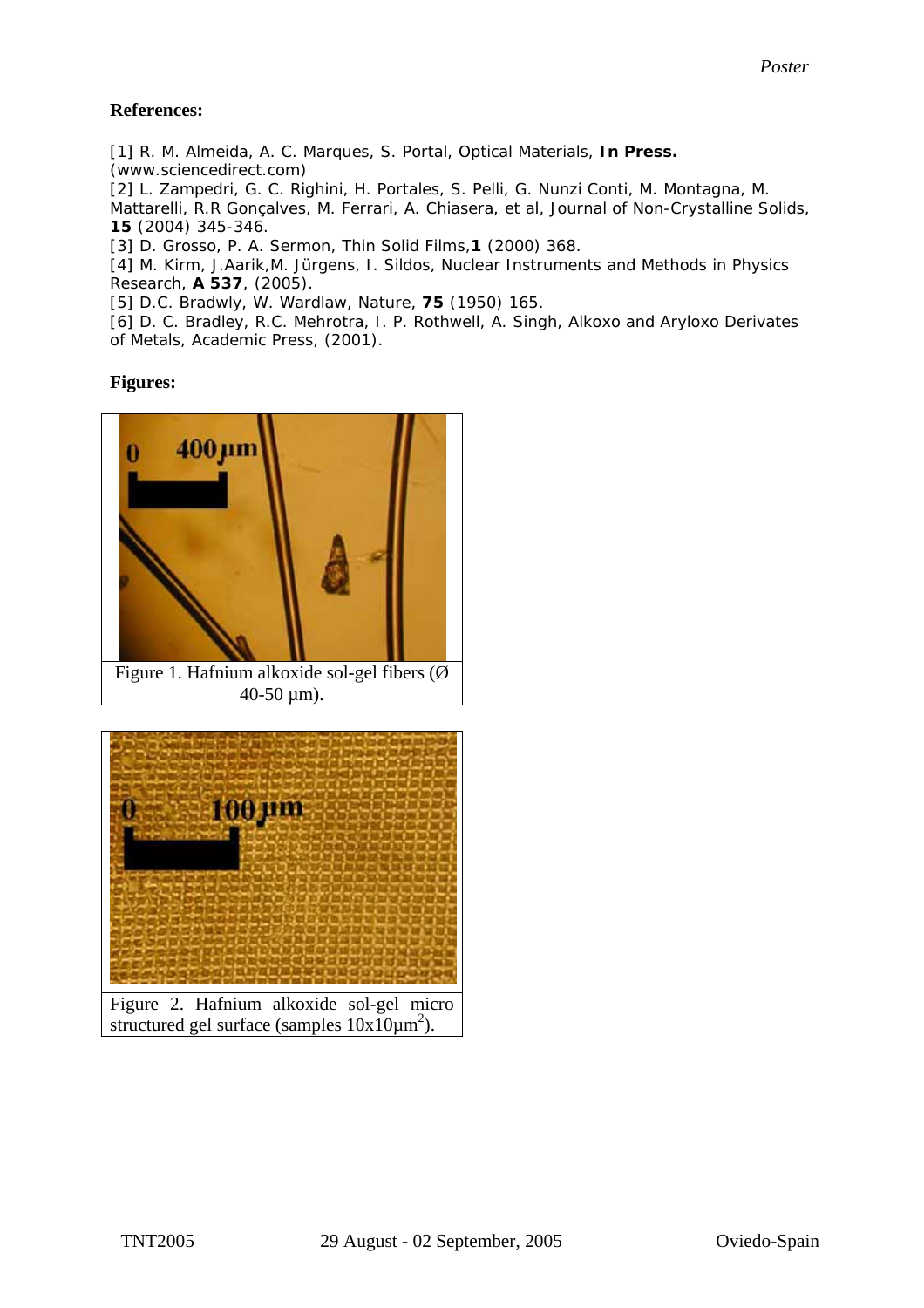**References:**

[1] R. M. Almeida, A. C. Marques, S. Portal, Optical Materials, **In Press.** (www.sciencedirect.com)
[2] L. Zampedri, G. C. Righini, H. Portales, S. Pelli, G. Nunzi Conti, M. Montagna, M. Mattarelli, R.R Gonçalves, M. Ferrari, A. Chiasera, et al, Journal of Non-Crystalline Solids, **15** (2004) 345-346.
[3] D. Grosso, P. A. Sermon, Thin Solid Films,**1** (2000) 368.
[4] M. Kirm, J.Aarik,M. Jürgens, I. Sildos, Nuclear Instruments and Methods in Physics Research, **A 537**, (2005).
[5] D.C. Bradwly, W. Wardlaw, Nature, **75** (1950) 165.
[6] D. C. Bradley, R.C. Mehrotra, I. P. Rothwell, A. Singh, Alkoxo and Aryloxo Derivates of Metals, Academic Press, (2001).

**Figures:**

Figure 1. Hafnium alkoxide sol-gel fibers (Ø 40-50 µm).

Figure 2. Hafnium alkoxide sol-gel micro structured gel surface (samples $10x10\mu m^2$).